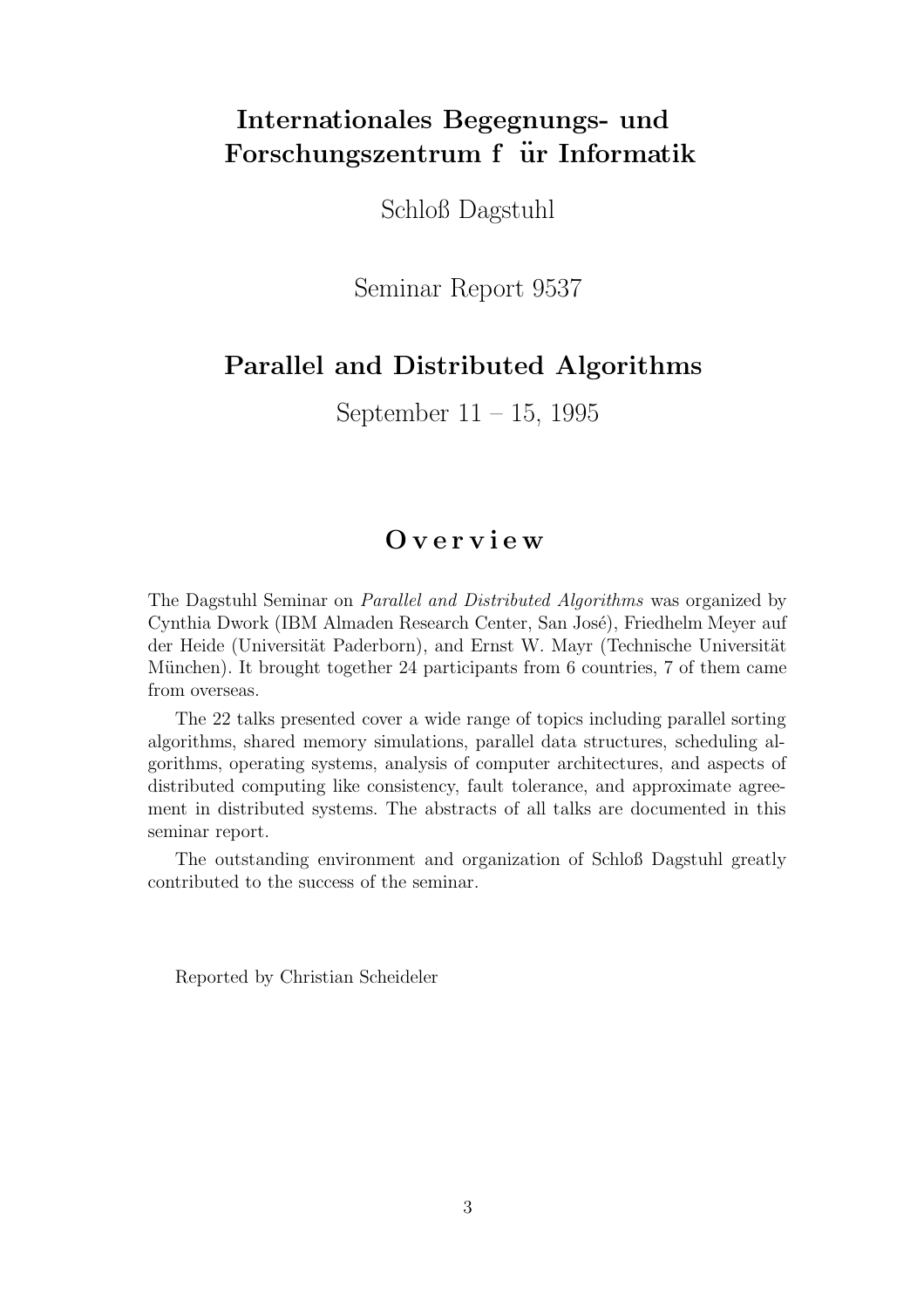# Internationales Begegnungs- und Forschungszentrum für Informatik

Schloß Dagstuhl

Seminar Report 9537

## Parallel and Distributed Algorithms

September 11 – 15, 1995

## Overview

The Dagstuhl Seminar on *Parallel and Distributed Algorithms* was organized by Cynthia Dwork (IBM Almaden Research Center, San José), Friedhelm Meyer auf der Heide (Universität Paderborn), and Ernst W. Mayr (Technische Universität München). It brought together 24 participants from 6 countries, 7 of them came from overseas.

The 22 talks presented cover a wide range of topics including parallel sorting algorithms, shared memory simulations, parallel data structures, scheduling algorithms, operating systems, analysis of computer architectures, and aspects of distributed computing like consistency, fault tolerance, and approximate agreement in distributed systems. The abstracts of all talks are documented in this seminar report.

The outstanding environment and organization of Schloß Dagstuhl greatly contributed to the success of the seminar.

Reported by Christian Scheideler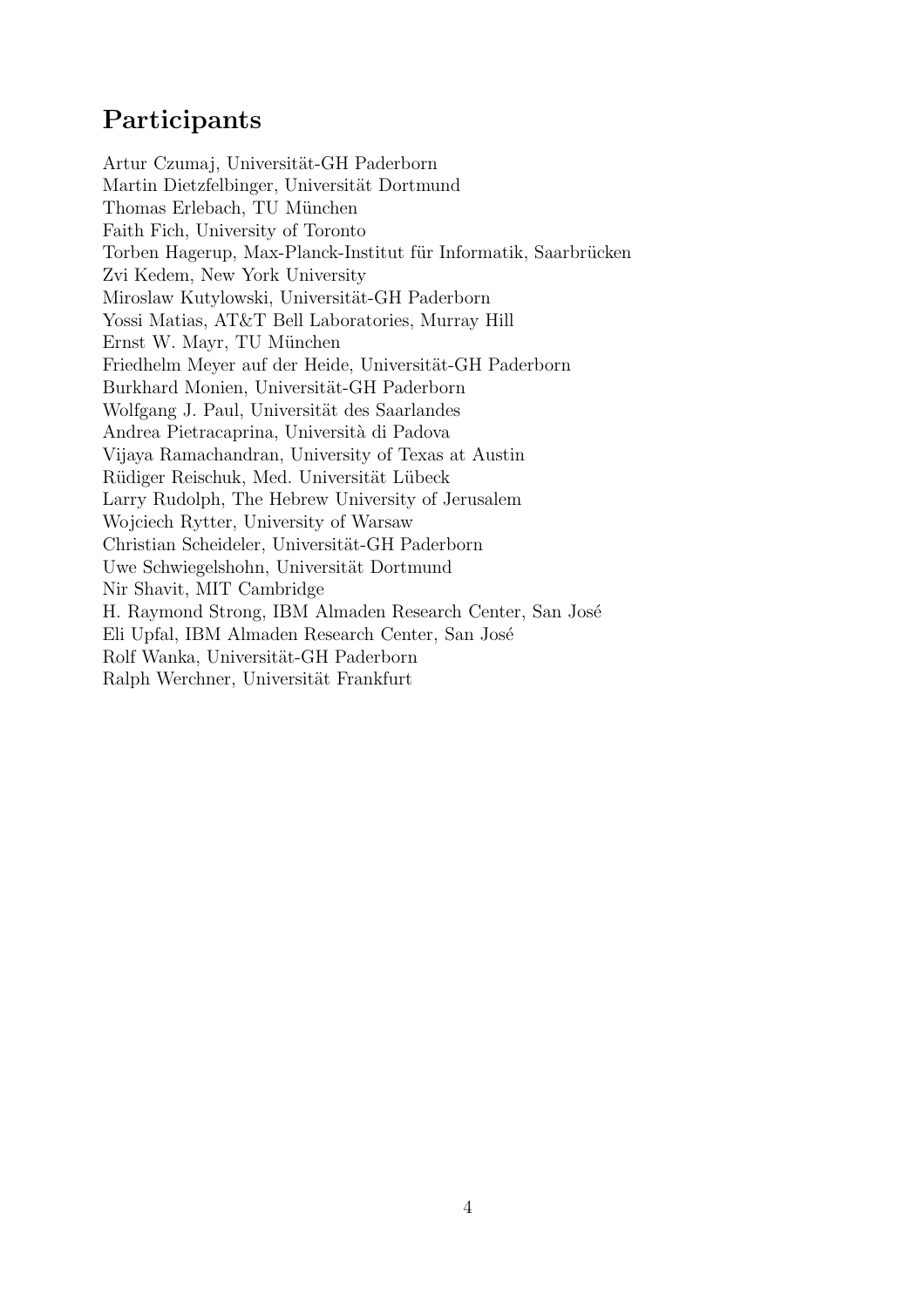## Participants

Artur Czumaj, Universität-GH Paderborn
Martin Dietzfelbinger, Universität Dortmund
Thomas Erlebach, TU München
Faith Fich, University of Toronto
Torben Hagerup, Max-Planck-Institut für Informatik, Saarbrücken
Zvi Kedem, New York University
Miroslaw Kutylowski, Universität-GH Paderborn
Yossi Matias, AT&T Bell Laboratories, Murray Hill
Ernst W. Mayr, TU München
Friedhelm Meyer auf der Heide, Universität-GH Paderborn
Burkhard Monien, Universität-GH Paderborn
Wolfgang J. Paul, Universität des Saarlandes
Andrea Pietracaprina, Università di Padova
Vijaya Ramachandran, University of Texas at Austin
Rüdiger Reischuk, Med. Universität Lübeck
Larry Rudolph, The Hebrew University of Jerusalem
Wojciech Rytter, University of Warsaw
Christian Scheideler, Universität-GH Paderborn
Uwe Schwiegelshohn, Universität Dortmund
Nir Shavit, MIT Cambridge
H. Raymond Strong, IBM Almaden Research Center, San José
Eli Upfal, IBM Almaden Research Center, San José
Rolf Wanka, Universität-GH Paderborn
Ralph Werchner, Universität Frankfurt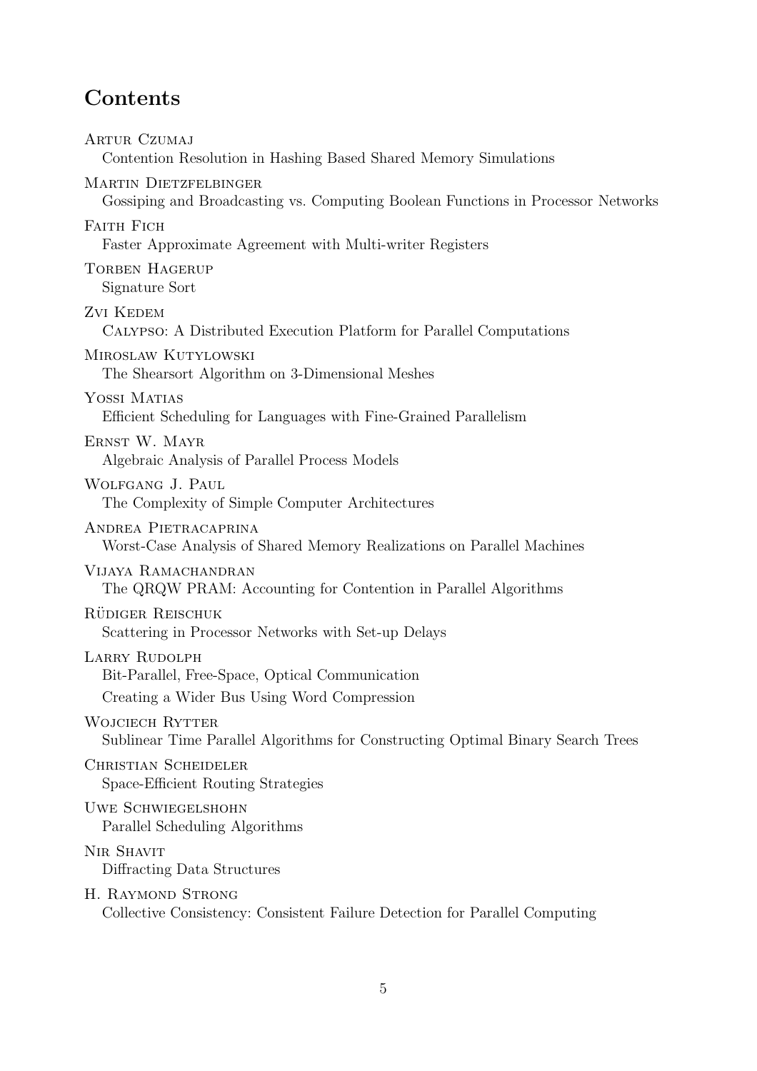## Contents

Artur Czumaj
Contention Resolution in Hashing Based Shared Memory Simulations

Martin Dietzfelbinger
Gossiping and Broadcasting vs. Computing Boolean Functions in Processor Networks

Faith Fich
Faster Approximate Agreement with Multi-writer Registers

Torben Hagerup
Signature Sort

Zvi Kedem
Calypso: A Distributed Execution Platform for Parallel Computations

Miroslaw Kutylowski
The Shearsort Algorithm on 3-Dimensional Meshes

Yossi Matias
Efficient Scheduling for Languages with Fine-Grained Parallelism

Ernst W. Mayr
Algebraic Analysis of Parallel Process Models

Wolfgang J. Paul
The Complexity of Simple Computer Architectures

Andrea Pietracaprina
Worst-Case Analysis of Shared Memory Realizations on Parallel Machines

Vijaya Ramachandran
The QRQW PRAM: Accounting for Contention in Parallel Algorithms

Rüdiger Reischuk
Scattering in Processor Networks with Set-up Delays

Larry Rudolph
Bit-Parallel, Free-Space, Optical Communication
Creating a Wider Bus Using Word Compression

Wojciech Rytter
Sublinear Time Parallel Algorithms for Constructing Optimal Binary Search Trees

Christian Scheideler
Space-Efficient Routing Strategies

Uwe Schwiegelshohn
Parallel Scheduling Algorithms

Nir Shavit
Diffracting Data Structures

H. Raymond Strong
Collective Consistency: Consistent Failure Detection for Parallel Computing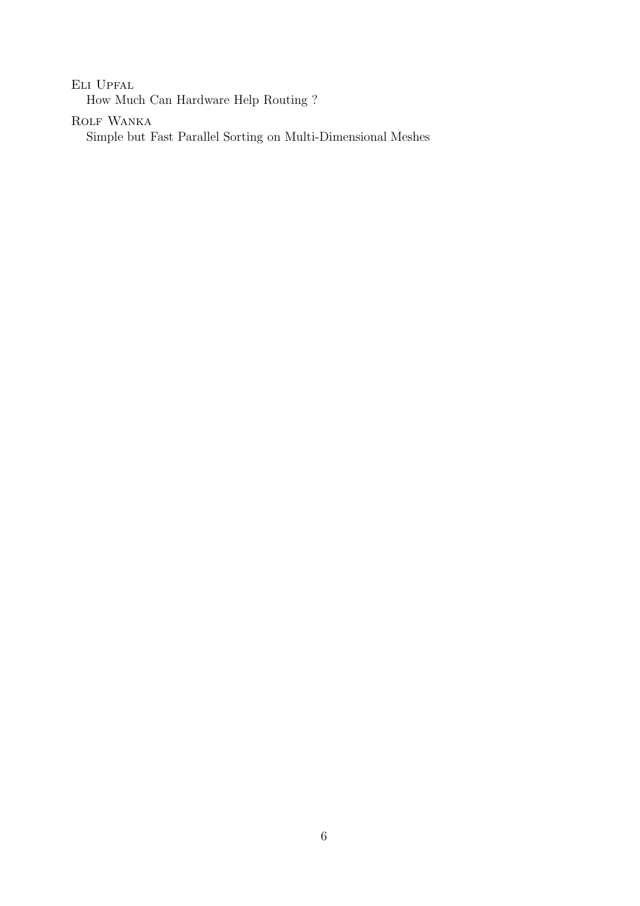Eli Upfal
How Much Can Hardware Help Routing ?

Rolf Wanka
Simple but Fast Parallel Sorting on Multi-Dimensional Meshes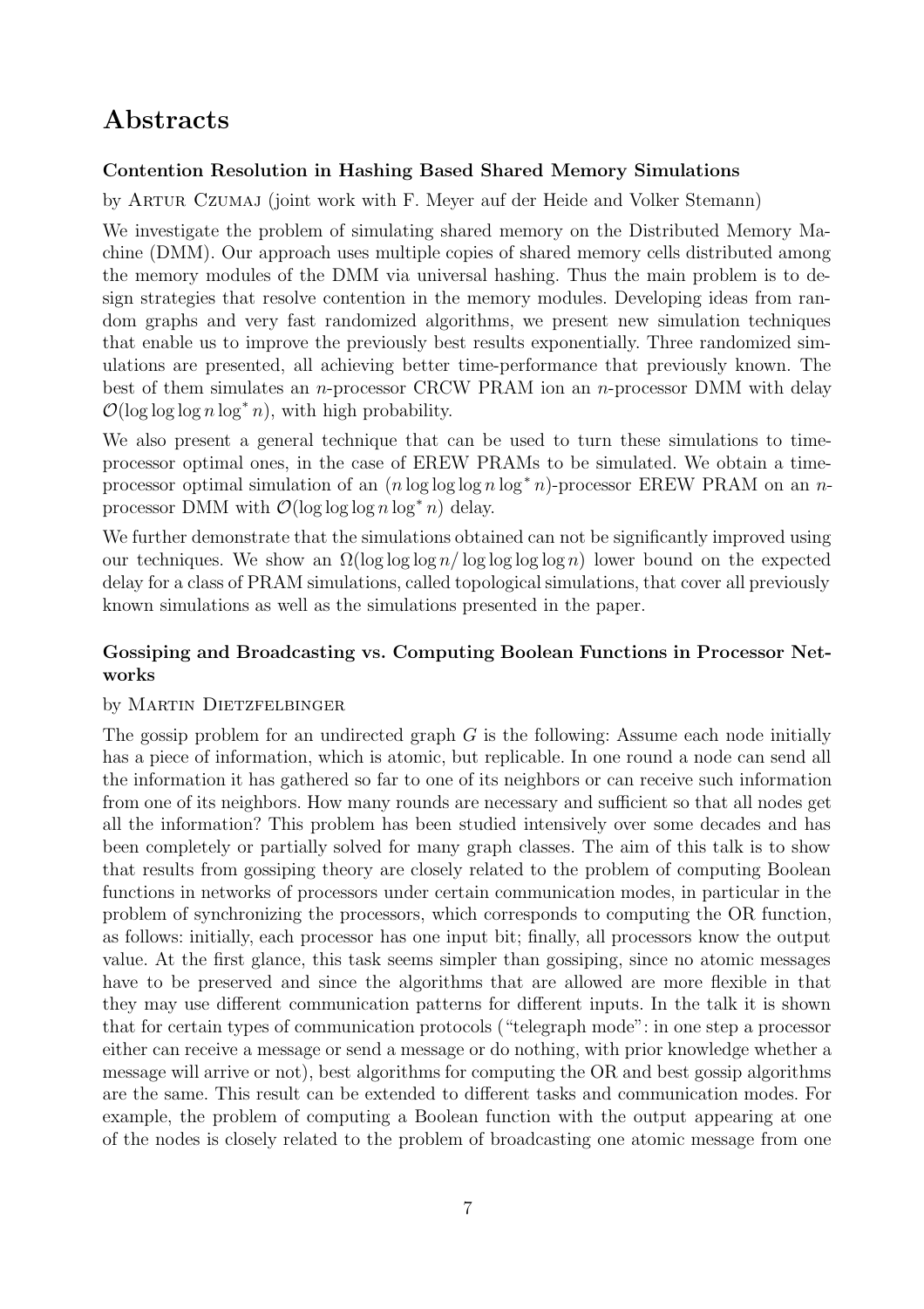# Abstracts

### Contention Resolution in Hashing Based Shared Memory Simulations

by Artur Czumaj (joint work with F. Meyer auf der Heide and Volker Stemann)

We investigate the problem of simulating shared memory on the Distributed Memory Machine (DMM). Our approach uses multiple copies of shared memory cells distributed among the memory modules of the DMM via universal hashing. Thus the main problem is to design strategies that resolve contention in the memory modules. Developing ideas from random graphs and very fast randomized algorithms, we present new simulation techniques that enable us to improve the previously best results exponentially. Three randomized simulations are presented, all achieving better time-performance that previously known. The best of them simulates an $n$-processor CRCW PRAM ion an $n$-processor DMM with delay $\mathcal{O}(\log\log\log n \log^* n)$, with high probability.

We also present a general technique that can be used to turn these simulations to time-processor optimal ones, in the case of EREW PRAMs to be simulated. We obtain a time-processor optimal simulation of an $(n \log\log\log n \log^* n)$-processor EREW PRAM on an $n$-processor DMM with $\mathcal{O}(\log\log\log n \log^* n)$ delay.

We further demonstrate that the simulations obtained can not be significantly improved using our techniques. We show an $\Omega(\log\log\log n / \log\log\log\log n)$ lower bound on the expected delay for a class of PRAM simulations, called topological simulations, that cover all previously known simulations as well as the simulations presented in the paper.

### Gossiping and Broadcasting vs. Computing Boolean Functions in Processor Networks

by Martin Dietzfelbinger

The gossip problem for an undirected graph $G$ is the following: Assume each node initially has a piece of information, which is atomic, but replicable. In one round a node can send all the information it has gathered so far to one of its neighbors or can receive such information from one of its neighbors. How many rounds are necessary and sufficient so that all nodes get all the information? This problem has been studied intensively over some decades and has been completely or partially solved for many graph classes. The aim of this talk is to show that results from gossiping theory are closely related to the problem of computing Boolean functions in networks of processors under certain communication modes, in particular in the problem of synchronizing the processors, which corresponds to computing the OR function, as follows: initially, each processor has one input bit; finally, all processors know the output value. At the first glance, this task seems simpler than gossiping, since no atomic messages have to be preserved and since the algorithms that are allowed are more flexible in that they may use different communication patterns for different inputs. In the talk it is shown that for certain types of communication protocols ("telegraph mode": in one step a processor either can receive a message or send a message or do nothing, with prior knowledge whether a message will arrive or not), best algorithms for computing the OR and best gossip algorithms are the same. This result can be extended to different tasks and communication modes. For example, the problem of computing a Boolean function with the output appearing at one of the nodes is closely related to the problem of broadcasting one atomic message from one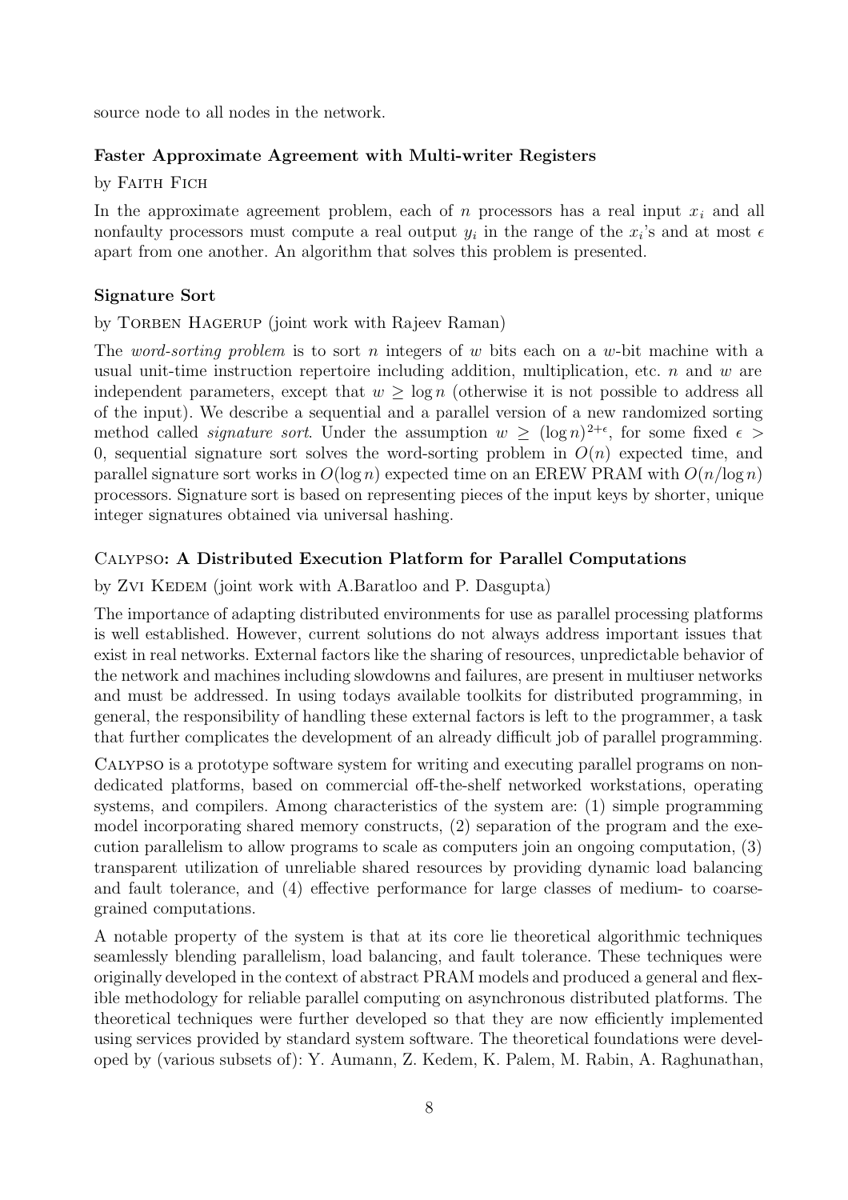source node to all nodes in the network.

### Faster Approximate Agreement with Multi-writer Registers

by Faith Fich

In the approximate agreement problem, each of $n$ processors has a real input $x_i$ and all nonfaulty processors must compute a real output $y_i$ in the range of the $x_i$'s and at most $\epsilon$ apart from one another. An algorithm that solves this problem is presented.

### Signature Sort

by Torben Hagerup (joint work with Rajeev Raman)

The *word-sorting problem* is to sort $n$ integers of $w$ bits each on a $w$-bit machine with a usual unit-time instruction repertoire including addition, multiplication, etc. $n$ and $w$ are independent parameters, except that $w \geq \log n$ (otherwise it is not possible to address all of the input). We describe a sequential and a parallel version of a new randomized sorting method called *signature sort*. Under the assumption $w \geq (\log n)^{2+\epsilon}$, for some fixed $\epsilon > 0$, sequential signature sort solves the word-sorting problem in $O(n)$ expected time, and parallel signature sort works in $O(\log n)$ expected time on an EREW PRAM with $O(n/\log n)$ processors. Signature sort is based on representing pieces of the input keys by shorter, unique integer signatures obtained via universal hashing.

### Calypso: A Distributed Execution Platform for Parallel Computations

by Zvi Kedem (joint work with A.Baratloo and P. Dasgupta)

The importance of adapting distributed environments for use as parallel processing platforms is well established. However, current solutions do not always address important issues that exist in real networks. External factors like the sharing of resources, unpredictable behavior of the network and machines including slowdowns and failures, are present in multiuser networks and must be addressed. In using todays available toolkits for distributed programming, in general, the responsibility of handling these external factors is left to the programmer, a task that further complicates the development of an already difficult job of parallel programming.

Calypso is a prototype software system for writing and executing parallel programs on non-dedicated platforms, based on commercial off-the-shelf networked workstations, operating systems, and compilers. Among characteristics of the system are: (1) simple programming model incorporating shared memory constructs, (2) separation of the program and the execution parallelism to allow programs to scale as computers join an ongoing computation, (3) transparent utilization of unreliable shared resources by providing dynamic load balancing and fault tolerance, and (4) effective performance for large classes of medium- to coarse-grained computations.

A notable property of the system is that at its core lie theoretical algorithmic techniques seamlessly blending parallelism, load balancing, and fault tolerance. These techniques were originally developed in the context of abstract PRAM models and produced a general and flexible methodology for reliable parallel computing on asynchronous distributed platforms. The theoretical techniques were further developed so that they are now efficiently implemented using services provided by standard system software. The theoretical foundations were developed by (various subsets of): Y. Aumann, Z. Kedem, K. Palem, M. Rabin, A. Raghunathan,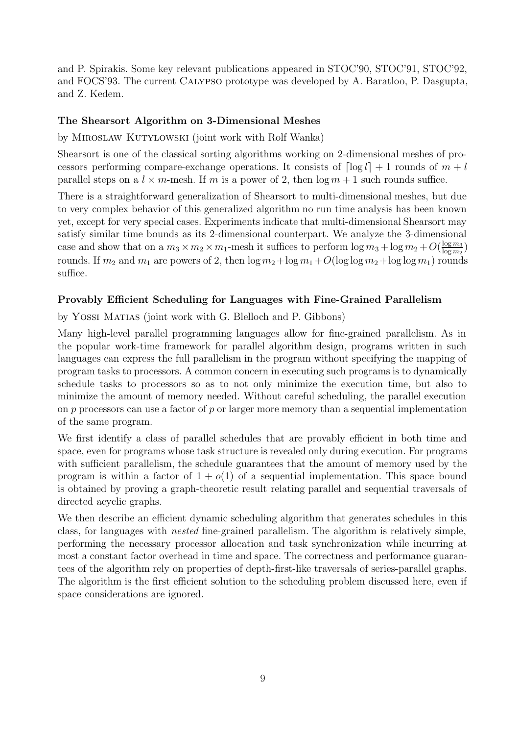and P. Spirakis. Some key relevant publications appeared in STOC'90, STOC'91, STOC'92, and FOCS'93. The current CALYPSO prototype was developed by A. Baratloo, P. Dasgupta, and Z. Kedem.

### The Shearsort Algorithm on 3-Dimensional Meshes

by MIROSLAW KUTYLOWSKI (joint work with Rolf Wanka)

Shearsort is one of the classical sorting algorithms working on 2-dimensional meshes of processors performing compare-exchange operations. It consists of $\lceil \log l \rceil + 1$ rounds of $m + l$ parallel steps on a $l \times m$-mesh. If $m$ is a power of 2, then $\log m + 1$ such rounds suffice.

There is a straightforward generalization of Shearsort to multi-dimensional meshes, but due to very complex behavior of this generalized algorithm no run time analysis has been known yet, except for very special cases. Experiments indicate that multi-dimensional Shearsort may satisfy similar time bounds as its 2-dimensional counterpart. We analyze the 3-dimensional case and show that on a $m_3 \times m_2 \times m_1$-mesh it suffices to perform $\log m_3 + \log m_2 + O(\frac{\log m_3}{\log m_2})$ rounds. If $m_2$ and $m_1$ are powers of 2, then $\log m_2 + \log m_1 + O(\log \log m_2 + \log \log m_1)$ rounds suffice.

### Provably Efficient Scheduling for Languages with Fine-Grained Parallelism

by YOSSI MATIAS (joint work with G. Blelloch and P. Gibbons)

Many high-level parallel programming languages allow for fine-grained parallelism. As in the popular work-time framework for parallel algorithm design, programs written in such languages can express the full parallelism in the program without specifying the mapping of program tasks to processors. A common concern in executing such programs is to dynamically schedule tasks to processors so as to not only minimize the execution time, but also to minimize the amount of memory needed. Without careful scheduling, the parallel execution on $p$ processors can use a factor of $p$ or larger more memory than a sequential implementation of the same program.

We first identify a class of parallel schedules that are provably efficient in both time and space, even for programs whose task structure is revealed only during execution. For programs with sufficient parallelism, the schedule guarantees that the amount of memory used by the program is within a factor of $1 + o(1)$ of a sequential implementation. This space bound is obtained by proving a graph-theoretic result relating parallel and sequential traversals of directed acyclic graphs.

We then describe an efficient dynamic scheduling algorithm that generates schedules in this class, for languages with *nested* fine-grained parallelism. The algorithm is relatively simple, performing the necessary processor allocation and task synchronization while incurring at most a constant factor overhead in time and space. The correctness and performance guarantees of the algorithm rely on properties of depth-first-like traversals of series-parallel graphs. The algorithm is the first efficient solution to the scheduling problem discussed here, even if space considerations are ignored.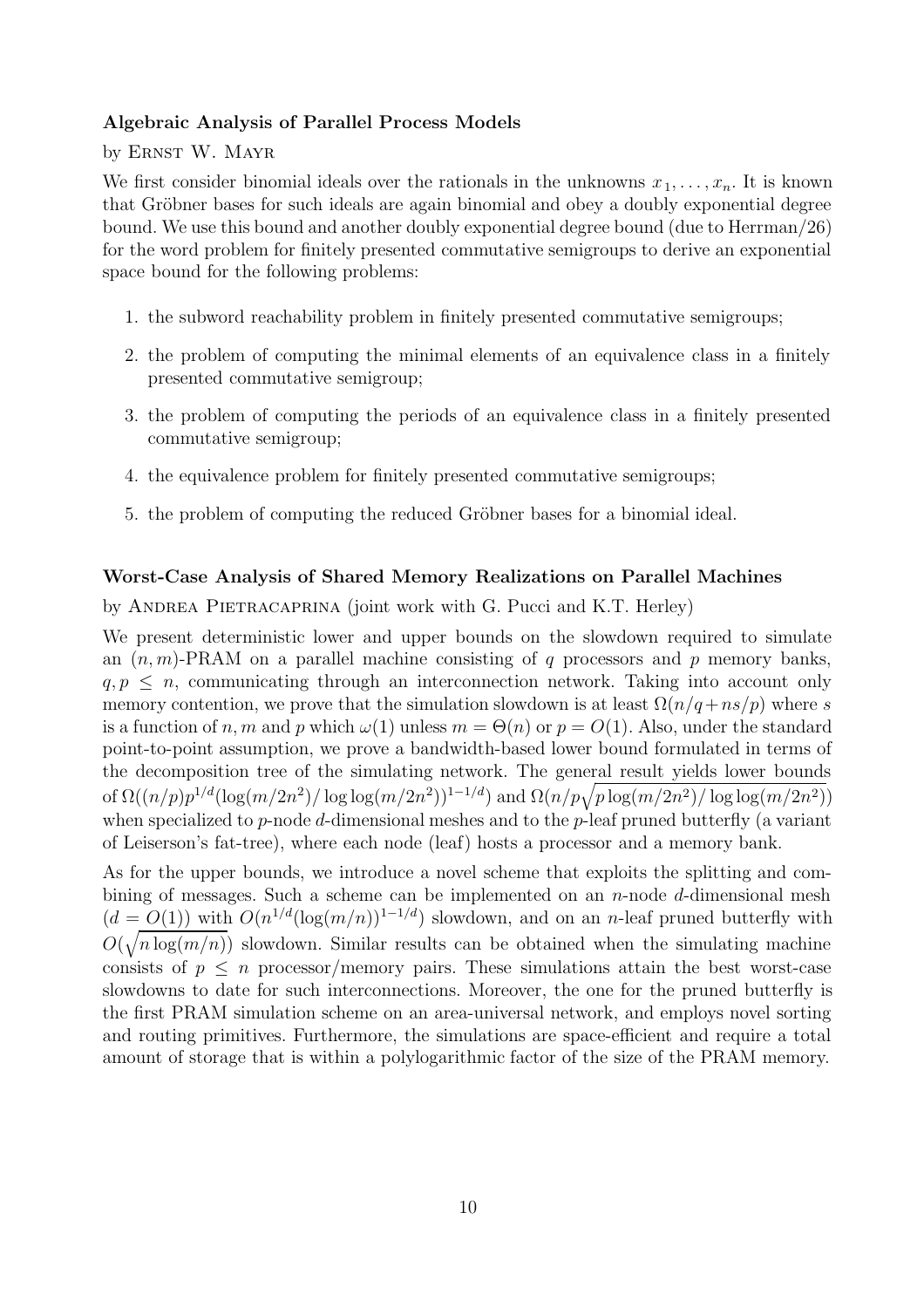### Algebraic Analysis of Parallel Process Models

by Ernst W. Mayr

We first consider binomial ideals over the rationals in the unknowns $x_1, \ldots, x_n$. It is known that Gröbner bases for such ideals are again binomial and obey a doubly exponential degree bound. We use this bound and another doubly exponential degree bound (due to Herrman/26) for the word problem for finitely presented commutative semigroups to derive an exponential space bound for the following problems:

1. the subword reachability problem in finitely presented commutative semigroups;
2. the problem of computing the minimal elements of an equivalence class in a finitely presented commutative semigroup;
3. the problem of computing the periods of an equivalence class in a finitely presented commutative semigroup;
4. the equivalence problem for finitely presented commutative semigroups;
5. the problem of computing the reduced Gröbner bases for a binomial ideal.

### Worst-Case Analysis of Shared Memory Realizations on Parallel Machines

by Andrea Pietracaprina (joint work with G. Pucci and K.T. Herley)

We present deterministic lower and upper bounds on the slowdown required to simulate an $(n, m)$-PRAM on a parallel machine consisting of $q$ processors and $p$ memory banks, $q, p \leq n$, communicating through an interconnection network. Taking into account only memory contention, we prove that the simulation slowdown is at least $\Omega(n/q + ns/p)$ where $s$ is a function of $n, m$ and $p$ which $\omega(1)$ unless $m = \Theta(n)$ or $p = O(1)$. Also, under the standard point-to-point assumption, we prove a bandwidth-based lower bound formulated in terms of the decomposition tree of the simulating network. The general result yields lower bounds of $\Omega((n/p)p^{1/d}(\log(m/2n^2)/\log\log(m/2n^2))^{1-1/d})$ and $\Omega(n/p\sqrt{p\log(m/2n^2)/\log\log(m/2n^2)})$ when specialized to $p$-node $d$-dimensional meshes and to the $p$-leaf pruned butterfly (a variant of Leiserson's fat-tree), where each node (leaf) hosts a processor and a memory bank.

As for the upper bounds, we introduce a novel scheme that exploits the splitting and combining of messages. Such a scheme can be implemented on an $n$-node $d$-dimensional mesh ($d = O(1)$) with $O(n^{1/d}(\log(m/n))^{1-1/d})$ slowdown, and on an $n$-leaf pruned butterfly with $O(\sqrt{n\log(m/n)})$ slowdown. Similar results can be obtained when the simulating machine consists of $p \leq n$ processor/memory pairs. These simulations attain the best worst-case slowdowns to date for such interconnections. Moreover, the one for the pruned butterfly is the first PRAM simulation scheme on an area-universal network, and employs novel sorting and routing primitives. Furthermore, the simulations are space-efficient and require a total amount of storage that is within a polylogarithmic factor of the size of the PRAM memory.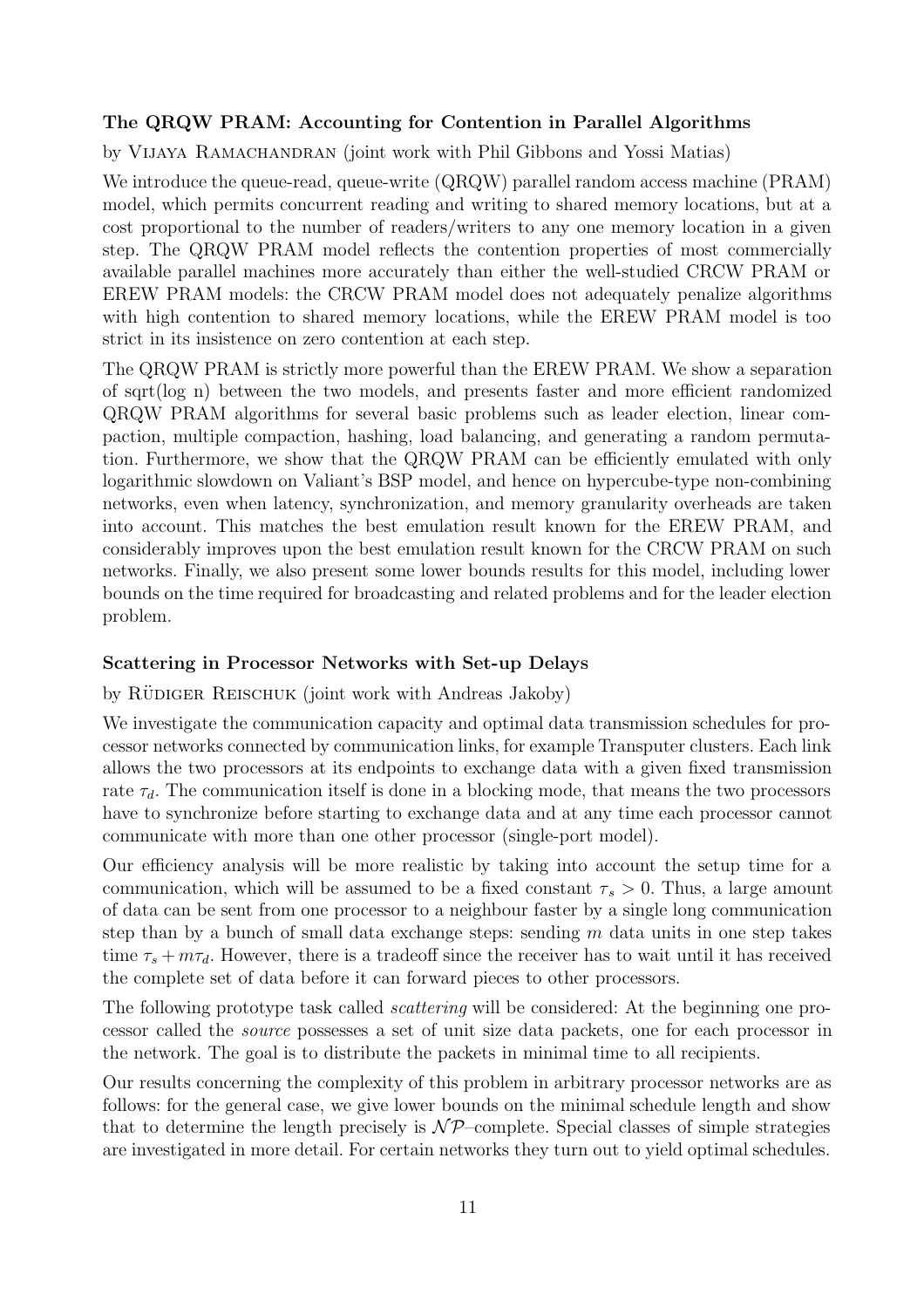### The QRQW PRAM: Accounting for Contention in Parallel Algorithms

by Vijaya Ramachandran (joint work with Phil Gibbons and Yossi Matias)

We introduce the queue-read, queue-write (QRQW) parallel random access machine (PRAM) model, which permits concurrent reading and writing to shared memory locations, but at a cost proportional to the number of readers/writers to any one memory location in a given step. The QRQW PRAM model reflects the contention properties of most commercially available parallel machines more accurately than either the well-studied CRCW PRAM or EREW PRAM models: the CRCW PRAM model does not adequately penalize algorithms with high contention to shared memory locations, while the EREW PRAM model is too strict in its insistence on zero contention at each step.

The QRQW PRAM is strictly more powerful than the EREW PRAM. We show a separation of sqrt(log n) between the two models, and presents faster and more efficient randomized QRQW PRAM algorithms for several basic problems such as leader election, linear compaction, multiple compaction, hashing, load balancing, and generating a random permutation. Furthermore, we show that the QRQW PRAM can be efficiently emulated with only logarithmic slowdown on Valiant's BSP model, and hence on hypercube-type non-combining networks, even when latency, synchronization, and memory granularity overheads are taken into account. This matches the best emulation result known for the EREW PRAM, and considerably improves upon the best emulation result known for the CRCW PRAM on such networks. Finally, we also present some lower bounds results for this model, including lower bounds on the time required for broadcasting and related problems and for the leader election problem.

### Scattering in Processor Networks with Set-up Delays

by Rüdiger Reischuk (joint work with Andreas Jakoby)

We investigate the communication capacity and optimal data transmission schedules for processor networks connected by communication links, for example Transputer clusters. Each link allows the two processors at its endpoints to exchange data with a given fixed transmission rate $\tau_d$. The communication itself is done in a blocking mode, that means the two processors have to synchronize before starting to exchange data and at any time each processor cannot communicate with more than one other processor (single-port model).

Our efficiency analysis will be more realistic by taking into account the setup time for a communication, which will be assumed to be a fixed constant $\tau_s > 0$. Thus, a large amount of data can be sent from one processor to a neighbour faster by a single long communication step than by a bunch of small data exchange steps: sending $m$ data units in one step takes time $\tau_s + m\tau_d$. However, there is a tradeoff since the receiver has to wait until it has received the complete set of data before it can forward pieces to other processors.

The following prototype task called *scattering* will be considered: At the beginning one processor called the *source* possesses a set of unit size data packets, one for each processor in the network. The goal is to distribute the packets in minimal time to all recipients.

Our results concerning the complexity of this problem in arbitrary processor networks are as follows: for the general case, we give lower bounds on the minimal schedule length and show that to determine the length precisely is $\mathcal{NP}$–complete. Special classes of simple strategies are investigated in more detail. For certain networks they turn out to yield optimal schedules.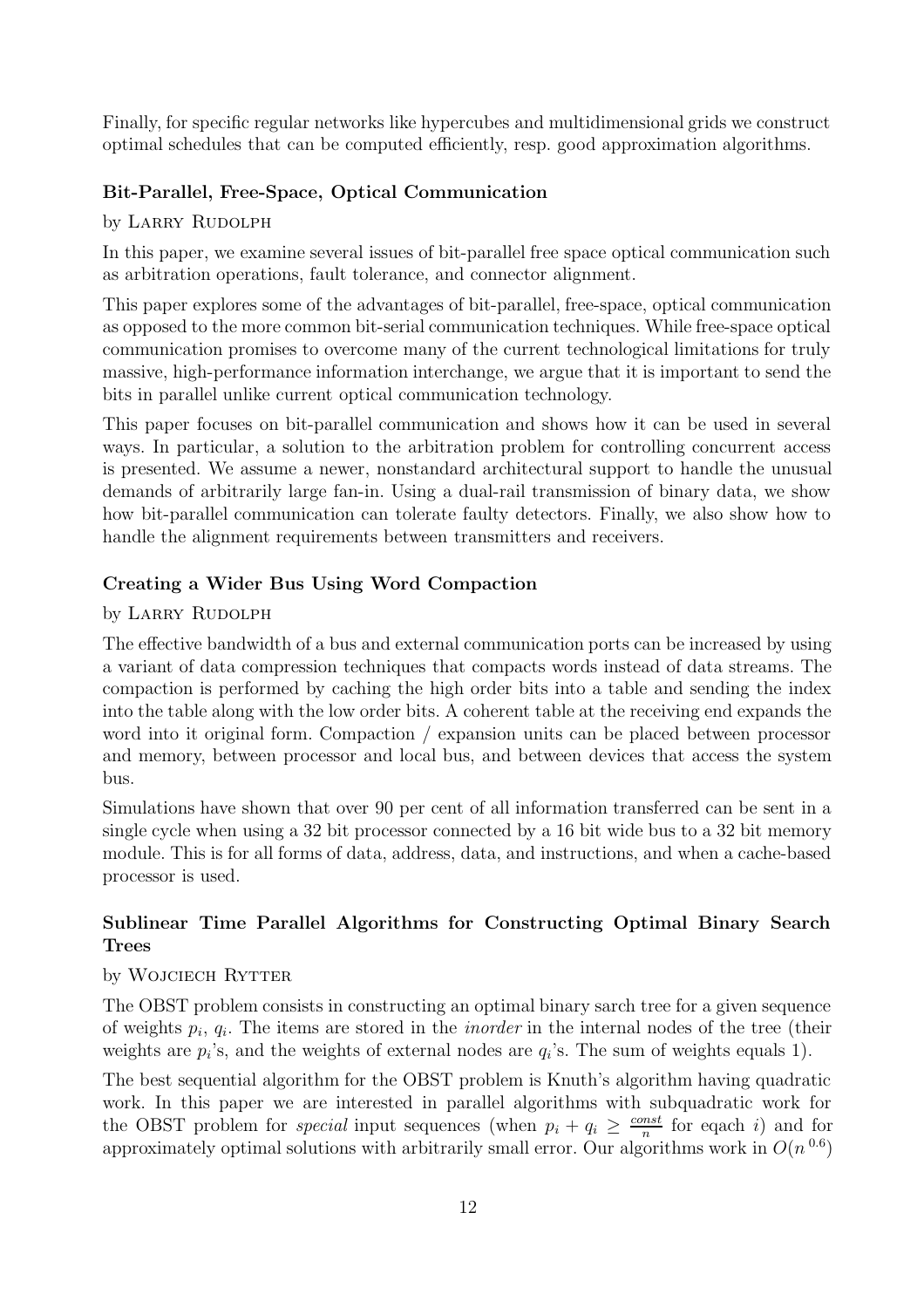Finally, for specific regular networks like hypercubes and multidimensional grids we construct optimal schedules that can be computed efficiently, resp. good approximation algorithms.

### Bit-Parallel, Free-Space, Optical Communication

by Larry Rudolph

In this paper, we examine several issues of bit-parallel free space optical communication such as arbitration operations, fault tolerance, and connector alignment.

This paper explores some of the advantages of bit-parallel, free-space, optical communication as opposed to the more common bit-serial communication techniques. While free-space optical communication promises to overcome many of the current technological limitations for truly massive, high-performance information interchange, we argue that it is important to send the bits in parallel unlike current optical communication technology.

This paper focuses on bit-parallel communication and shows how it can be used in several ways. In particular, a solution to the arbitration problem for controlling concurrent access is presented. We assume a newer, nonstandard architectural support to handle the unusual demands of arbitrarily large fan-in. Using a dual-rail transmission of binary data, we show how bit-parallel communication can tolerate faulty detectors. Finally, we also show how to handle the alignment requirements between transmitters and receivers.

### Creating a Wider Bus Using Word Compaction

by Larry Rudolph

The effective bandwidth of a bus and external communication ports can be increased by using a variant of data compression techniques that compacts words instead of data streams. The compaction is performed by caching the high order bits into a table and sending the index into the table along with the low order bits. A coherent table at the receiving end expands the word into it original form. Compaction / expansion units can be placed between processor and memory, between processor and local bus, and between devices that access the system bus.

Simulations have shown that over 90 per cent of all information transferred can be sent in a single cycle when using a 32 bit processor connected by a 16 bit wide bus to a 32 bit memory module. This is for all forms of data, address, data, and instructions, and when a cache-based processor is used.

### Sublinear Time Parallel Algorithms for Constructing Optimal Binary Search Trees

by Wojciech Rytter

The OBST problem consists in constructing an optimal binary sarch tree for a given sequence of weights $p_i$, $q_i$. The items are stored in the *inorder* in the internal nodes of the tree (their weights are $p_i$'s, and the weights of external nodes are $q_i$'s. The sum of weights equals 1).

The best sequential algorithm for the OBST problem is Knuth's algorithm having quadratic work. In this paper we are interested in parallel algorithms with subquadratic work for the OBST problem for *special* input sequences (when $p_i + q_i \geq \frac{const}{n}$ for eqach $i$) and for approximately optimal solutions with arbitrarily small error. Our algorithms work in $O(n^{0.6})$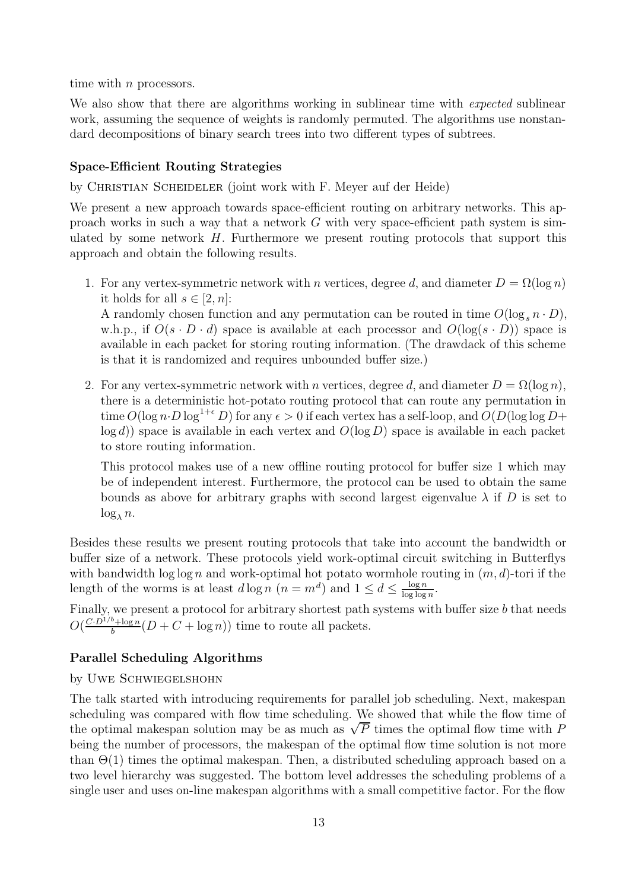time with $n$ processors.

We also show that there are algorithms working in sublinear time with *expected* sublinear work, assuming the sequence of weights is randomly permuted. The algorithms use nonstandard decompositions of binary search trees into two different types of subtrees.

### Space-Efficient Routing Strategies

by Christian Scheideler (joint work with F. Meyer auf der Heide)

We present a new approach towards space-efficient routing on arbitrary networks. This approach works in such a way that a network $G$ with very space-efficient path system is simulated by some network $H$. Furthermore we present routing protocols that support this approach and obtain the following results.

1. For any vertex-symmetric network with $n$ vertices, degree $d$, and diameter $D = \Omega(\log n)$ it holds for all $s \in [2, n]$:
   A randomly chosen function and any permutation can be routed in time $O(\log_s n \cdot D)$, w.h.p., if $O(s \cdot D \cdot d)$ space is available at each processor and $O(\log(s \cdot D))$ space is available in each packet for storing routing information. (The drawdack of this scheme is that it is randomized and requires unbounded buffer size.)

2. For any vertex-symmetric network with $n$ vertices, degree $d$, and diameter $D = \Omega(\log n)$, there is a deterministic hot-potato routing protocol that can route any permutation in time $O(\log n \cdot D \log^{1+\epsilon} D)$ for any $\epsilon > 0$ if each vertex has a self-loop, and $O(D(\log\log D + \log d))$ space is available in each vertex and $O(\log D)$ space is available in each packet to store routing information.

   This protocol makes use of a new offline routing protocol for buffer size 1 which may be of independent interest. Furthermore, the protocol can be used to obtain the same bounds as above for arbitrary graphs with second largest eigenvalue $\lambda$ if $D$ is set to $\log_\lambda n$.

Besides these results we present routing protocols that take into account the bandwidth or buffer size of a network. These protocols yield work-optimal circuit switching in Butterflys with bandwidth $\log\log n$ and work-optimal hot potato wormhole routing in $(m, d)$-tori if the length of the worms is at least $d \log n$ ($n = m^d$) and $1 \le d \le \frac{\log n}{\log\log n}$.

Finally, we present a protocol for arbitrary shortest path systems with buffer size $b$ that needs $O(\frac{C \cdot D^{1/b} + \log n}{b}(D + C + \log n))$ time to route all packets.

### Parallel Scheduling Algorithms

by Uwe Schwiegelshohn

The talk started with introducing requirements for parallel job scheduling. Next, makespan scheduling was compared with flow time scheduling. We showed that while the flow time of the optimal makespan solution may be as much as $\sqrt{P}$ times the optimal flow time with $P$ being the number of processors, the makespan of the optimal flow time solution is not more than $\Theta(1)$ times the optimal makespan. Then, a distributed scheduling approach based on a two level hierarchy was suggested. The bottom level addresses the scheduling problems of a single user and uses on-line makespan algorithms with a small competitive factor. For the flow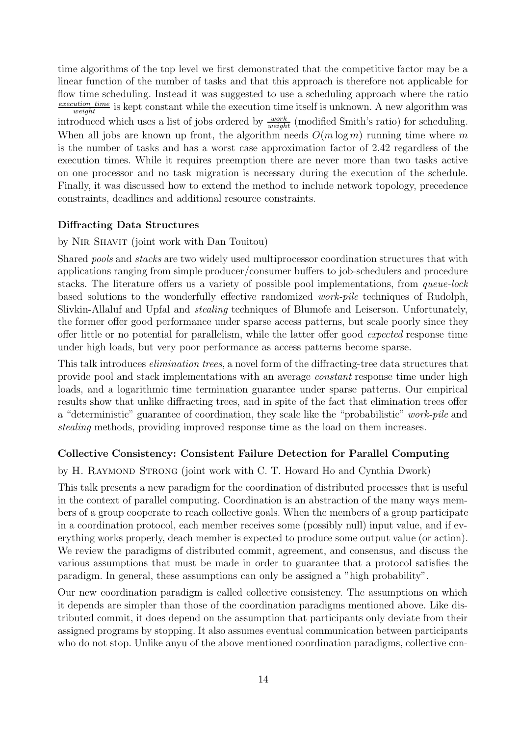time algorithms of the top level we first demonstrated that the competitive factor may be a linear function of the number of tasks and that this approach is therefore not applicable for flow time scheduling. Instead it was suggested to use a scheduling approach where the ratio $\frac{execution\ time}{weight}$ is kept constant while the execution time itself is unknown. A new algorithm was introduced which uses a list of jobs ordered by $\frac{work}{weight}$ (modified Smith's ratio) for scheduling. When all jobs are known up front, the algorithm needs $O(m \log m)$ running time where $m$ is the number of tasks and has a worst case approximation factor of 2.42 regardless of the execution times. While it requires preemption there are never more than two tasks active on one processor and no task migration is necessary during the execution of the schedule. Finally, it was discussed how to extend the method to include network topology, precedence constraints, deadlines and additional resource constraints.

### Diffracting Data Structures

by Nir Shavit (joint work with Dan Touitou)

Shared *pools* and *stacks* are two widely used multiprocessor coordination structures that with applications ranging from simple producer/consumer buffers to job-schedulers and procedure stacks. The literature offers us a variety of possible pool implementations, from *queue-lock* based solutions to the wonderfully effective randomized *work-pile* techniques of Rudolph, Slivkin-Allaluf and Upfal and *stealing* techniques of Blumofe and Leiserson. Unfortunately, the former offer good performance under sparse access patterns, but scale poorly since they offer little or no potential for parallelism, while the latter offer good *expected* response time under high loads, but very poor performance as access patterns become sparse.

This talk introduces *elimination trees*, a novel form of the diffracting-tree data structures that provide pool and stack implementations with an average *constant* response time under high loads, and a logarithmic time termination guarantee under sparse patterns. Our empirical results show that unlike diffracting trees, and in spite of the fact that elimination trees offer a "deterministic" guarantee of coordination, they scale like the "probabilistic" *work-pile* and *stealing* methods, providing improved response time as the load on them increases.

### Collective Consistency: Consistent Failure Detection for Parallel Computing

by H. Raymond Strong (joint work with C. T. Howard Ho and Cynthia Dwork)

This talk presents a new paradigm for the coordination of distributed processes that is useful in the context of parallel computing. Coordination is an abstraction of the many ways members of a group cooperate to reach collective goals. When the members of a group participate in a coordination protocol, each member receives some (possibly null) input value, and if everything works properly, deach member is expected to produce some output value (or action). We review the paradigms of distributed commit, agreement, and consensus, and discuss the various assumptions that must be made in order to guarantee that a protocol satisfies the paradigm. In general, these assumptions can only be assigned a "high probability".

Our new coordination paradigm is called collective consistency. The assumptions on which it depends are simpler than those of the coordination paradigms mentioned above. Like distributed commit, it does depend on the assumption that participants only deviate from their assigned programs by stopping. It also assumes eventual communication between participants who do not stop. Unlike anyu of the above mentioned coordination paradigms, collective con-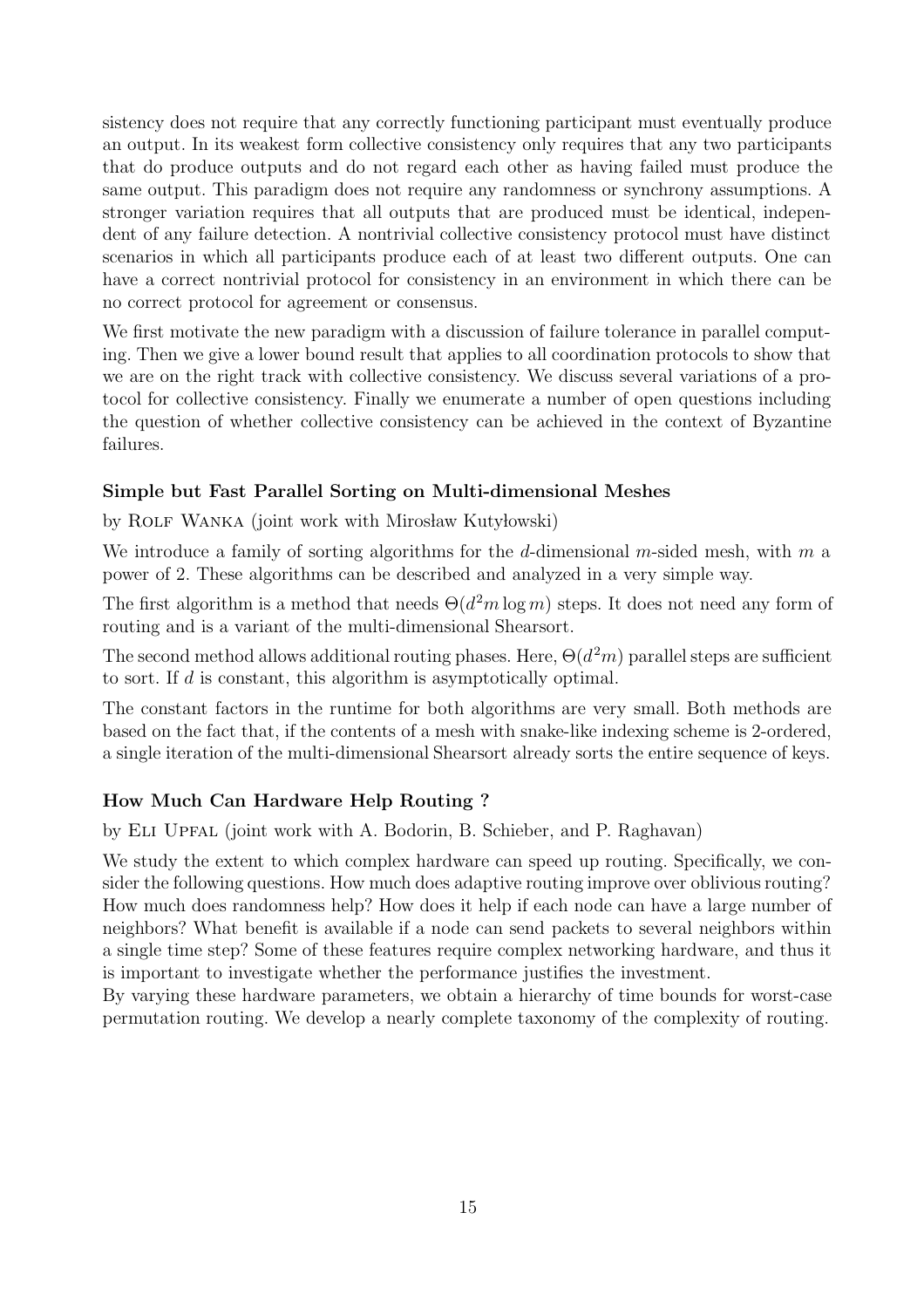sistency does not require that any correctly functioning participant must eventually produce an output. In its weakest form collective consistency only requires that any two participants that do produce outputs and do not regard each other as having failed must produce the same output. This paradigm does not require any randomness or synchrony assumptions. A stronger variation requires that all outputs that are produced must be identical, independent of any failure detection. A nontrivial collective consistency protocol must have distinct scenarios in which all participants produce each of at least two different outputs. One can have a correct nontrivial protocol for consistency in an environment in which there can be no correct protocol for agreement or consensus.

We first motivate the new paradigm with a discussion of failure tolerance in parallel computing. Then we give a lower bound result that applies to all coordination protocols to show that we are on the right track with collective consistency. We discuss several variations of a protocol for collective consistency. Finally we enumerate a number of open questions including the question of whether collective consistency can be achieved in the context of Byzantine failures.

### Simple but Fast Parallel Sorting on Multi-dimensional Meshes

by Rolf Wanka (joint work with Mirosław Kutyłowski)

We introduce a family of sorting algorithms for the $d$-dimensional $m$-sided mesh, with $m$ a power of 2. These algorithms can be described and analyzed in a very simple way.

The first algorithm is a method that needs $\Theta(d^2 m \log m)$ steps. It does not need any form of routing and is a variant of the multi-dimensional Shearsort.

The second method allows additional routing phases. Here, $\Theta(d^2 m)$ parallel steps are sufficient to sort. If $d$ is constant, this algorithm is asymptotically optimal.

The constant factors in the runtime for both algorithms are very small. Both methods are based on the fact that, if the contents of a mesh with snake-like indexing scheme is 2-ordered, a single iteration of the multi-dimensional Shearsort already sorts the entire sequence of keys.

### How Much Can Hardware Help Routing ?

by Eli Upfal (joint work with A. Bodorin, B. Schieber, and P. Raghavan)

We study the extent to which complex hardware can speed up routing. Specifically, we consider the following questions. How much does adaptive routing improve over oblivious routing? How much does randomness help? How does it help if each node can have a large number of neighbors? What benefit is available if a node can send packets to several neighbors within a single time step? Some of these features require complex networking hardware, and thus it is important to investigate whether the performance justifies the investment.

By varying these hardware parameters, we obtain a hierarchy of time bounds for worst-case permutation routing. We develop a nearly complete taxonomy of the complexity of routing.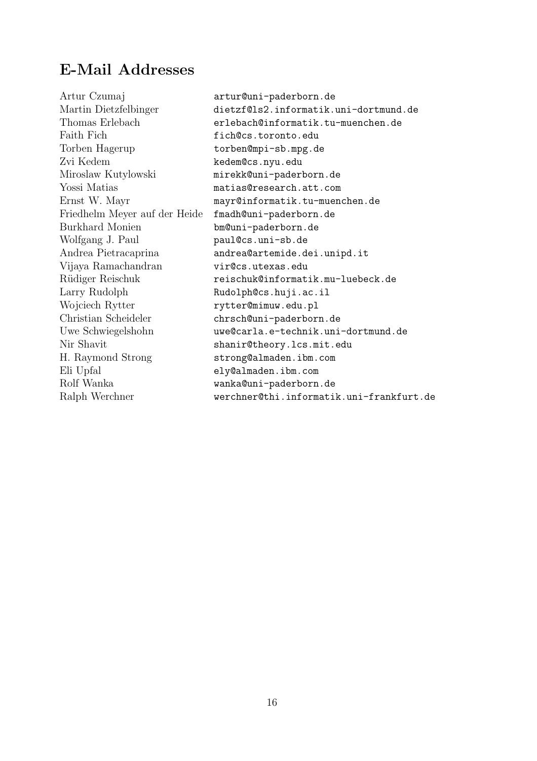## E-Mail Addresses

| | |
|---|---|
| Artur Czumaj | artur@uni-paderborn.de |
| Martin Dietzfelbinger | dietzf@ls2.informatik.uni-dortmund.de |
| Thomas Erlebach | erlebach@informatik.tu-muenchen.de |
| Faith Fich | fich@cs.toronto.edu |
| Torben Hagerup | torben@mpi-sb.mpg.de |
| Zvi Kedem | kedem@cs.nyu.edu |
| Miroslaw Kutylowski | mirekk@uni-paderborn.de |
| Yossi Matias | matias@research.att.com |
| Ernst W. Mayr | mayr@informatik.tu-muenchen.de |
| Friedhelm Meyer auf der Heide | fmadh@uni-paderborn.de |
| Burkhard Monien | bm@uni-paderborn.de |
| Wolfgang J. Paul | paul@cs.uni-sb.de |
| Andrea Pietracaprina | andrea@artemide.dei.unipd.it |
| Vijaya Ramachandran | vir@cs.utexas.edu |
| Rüdiger Reischuk | reischuk@informatik.mu-luebeck.de |
| Larry Rudolph | Rudolph@cs.huji.ac.il |
| Wojciech Rytter | rytter@mimuw.edu.pl |
| Christian Scheideler | chrsch@uni-paderborn.de |
| Uwe Schwiegelshohn | uwe@carla.e-technik.uni-dortmund.de |
| Nir Shavit | shanir@theory.lcs.mit.edu |
| H. Raymond Strong | strong@almaden.ibm.com |
| Eli Upfal | ely@almaden.ibm.com |
| Rolf Wanka | wanka@uni-paderborn.de |
| Ralph Werchner | werchner@thi.informatik.uni-frankfurt.de |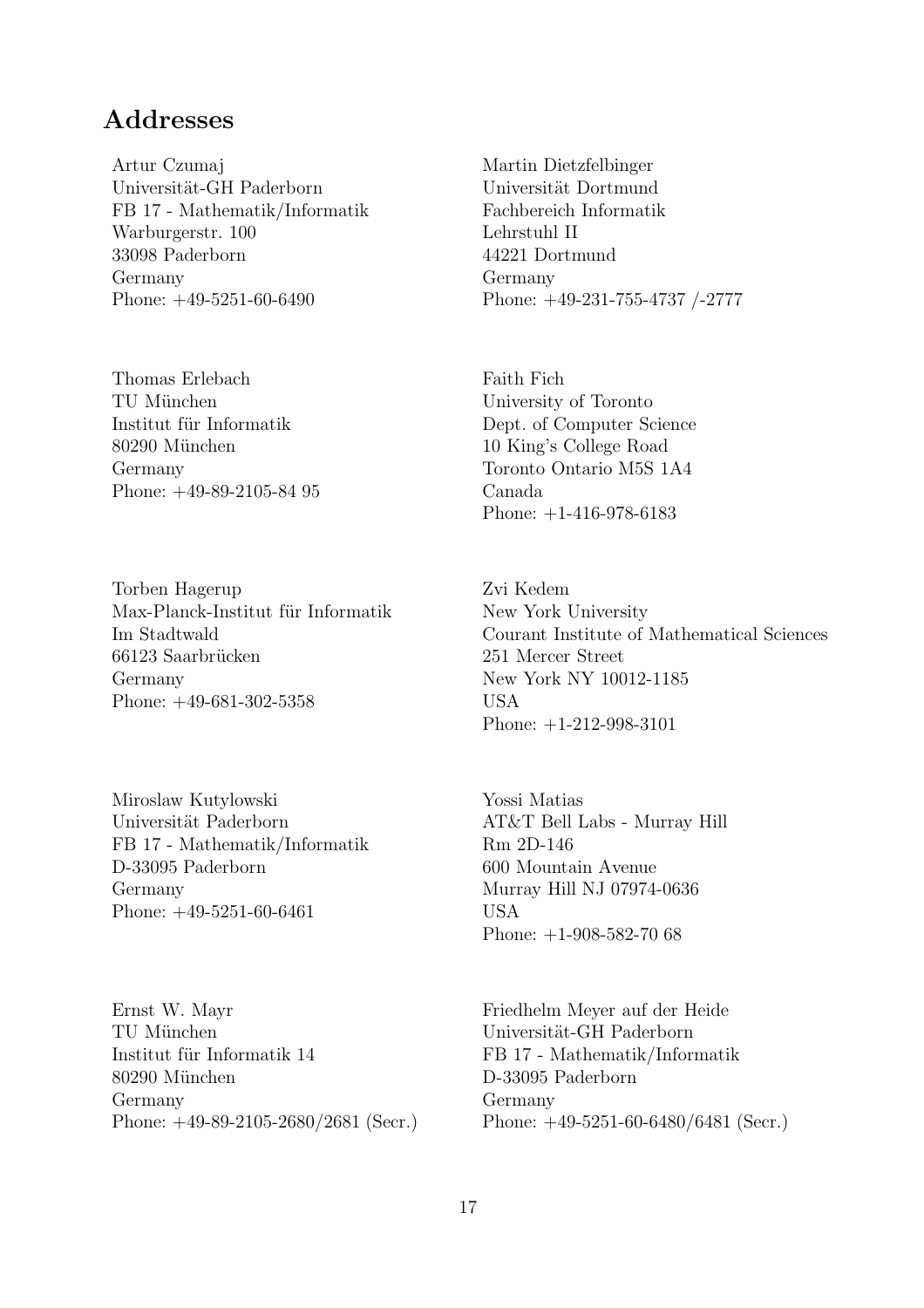## Addresses

Artur Czumaj
Universität-GH Paderborn
FB 17 - Mathematik/Informatik
Warburgerstr. 100
33098 Paderborn
Germany
Phone: +49-5251-60-6490

Martin Dietzfelbinger
Universität Dortmund
Fachbereich Informatik
Lehrstuhl II
44221 Dortmund
Germany
Phone: +49-231-755-4737 /-2777

Thomas Erlebach
TU München
Institut für Informatik
80290 München
Germany
Phone: +49-89-2105-84 95

Faith Fich
University of Toronto
Dept. of Computer Science
10 King's College Road
Toronto Ontario M5S 1A4
Canada
Phone: +1-416-978-6183

Torben Hagerup
Max-Planck-Institut für Informatik
Im Stadtwald
66123 Saarbrücken
Germany
Phone: +49-681-302-5358

Zvi Kedem
New York University
Courant Institute of Mathematical Sciences
251 Mercer Street
New York NY 10012-1185
USA
Phone: +1-212-998-3101

Miroslaw Kutylowski
Universität Paderborn
FB 17 - Mathematik/Informatik
D-33095 Paderborn
Germany
Phone: +49-5251-60-6461

Yossi Matias
AT&T Bell Labs - Murray Hill
Rm 2D-146
600 Mountain Avenue
Murray Hill NJ 07974-0636
USA
Phone: +1-908-582-70 68

Ernst W. Mayr
TU München
Institut für Informatik 14
80290 München
Germany
Phone: +49-89-2105-2680/2681 (Secr.)

Friedhelm Meyer auf der Heide
Universität-GH Paderborn
FB 17 - Mathematik/Informatik
D-33095 Paderborn
Germany
Phone: +49-5251-60-6480/6481 (Secr.)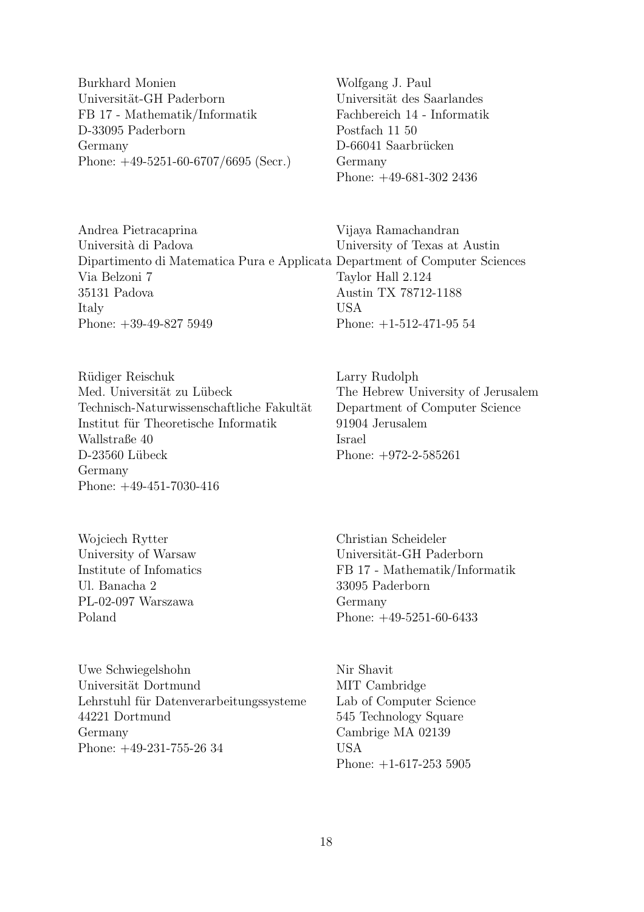Burkhard Monien
Universität-GH Paderborn
FB 17 - Mathematik/Informatik
D-33095 Paderborn
Germany
Phone: +49-5251-60-6707/6695 (Secr.)

Wolfgang J. Paul
Universität des Saarlandes
Fachbereich 14 - Informatik
Postfach 11 50
D-66041 Saarbrücken
Germany
Phone: +49-681-302 2436

Andrea Pietracaprina
Università di Padova
Dipartimento di Matematica Pura e Applicata
Via Belzoni 7
35131 Padova
Italy
Phone: +39-49-827 5949

Vijaya Ramachandran
University of Texas at Austin
Department of Computer Sciences
Taylor Hall 2.124
Austin TX 78712-1188
USA
Phone: +1-512-471-95 54

Rüdiger Reischuk
Med. Universität zu Lübeck
Technisch-Naturwissenschaftliche Fakultät
Institut für Theoretische Informatik
Wallstraße 40
D-23560 Lübeck
Germany
Phone: +49-451-7030-416

Larry Rudolph
The Hebrew University of Jerusalem
Department of Computer Science
91904 Jerusalem
Israel
Phone: +972-2-585261

Wojciech Rytter
University of Warsaw
Institute of Infomatics
Ul. Banacha 2
PL-02-097 Warszawa
Poland

Christian Scheideler
Universität-GH Paderborn
FB 17 - Mathematik/Informatik
33095 Paderborn
Germany
Phone: +49-5251-60-6433

Uwe Schwiegelshohn
Universität Dortmund
Lehrstuhl für Datenverarbeitungssysteme
44221 Dortmund
Germany
Phone: +49-231-755-26 34

Nir Shavit
MIT Cambridge
Lab of Computer Science
545 Technology Square
Cambrige MA 02139
USA
Phone: +1-617-253 5905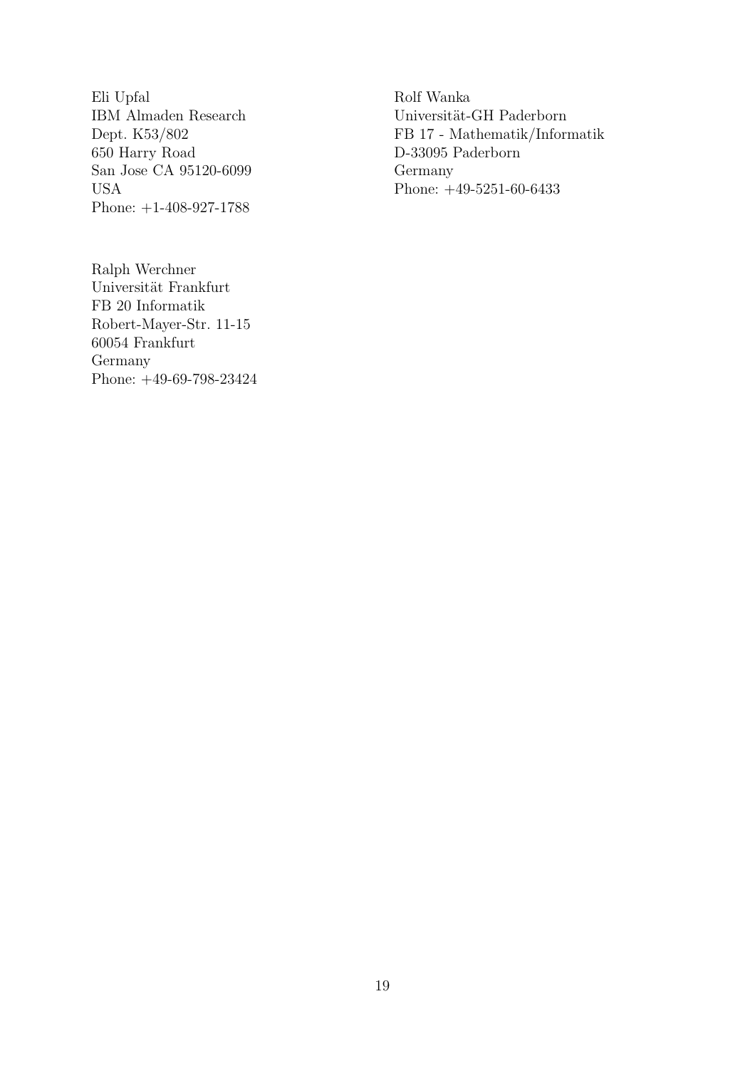Eli Upfal
IBM Almaden Research
Dept. K53/802
650 Harry Road
San Jose CA 95120-6099
USA
Phone: +1-408-927-1788

Rolf Wanka
Universität-GH Paderborn
FB 17 - Mathematik/Informatik
D-33095 Paderborn
Germany
Phone: +49-5251-60-6433

Ralph Werchner
Universität Frankfurt
FB 20 Informatik
Robert-Mayer-Str. 11-15
60054 Frankfurt
Germany
Phone: +49-69-798-23424